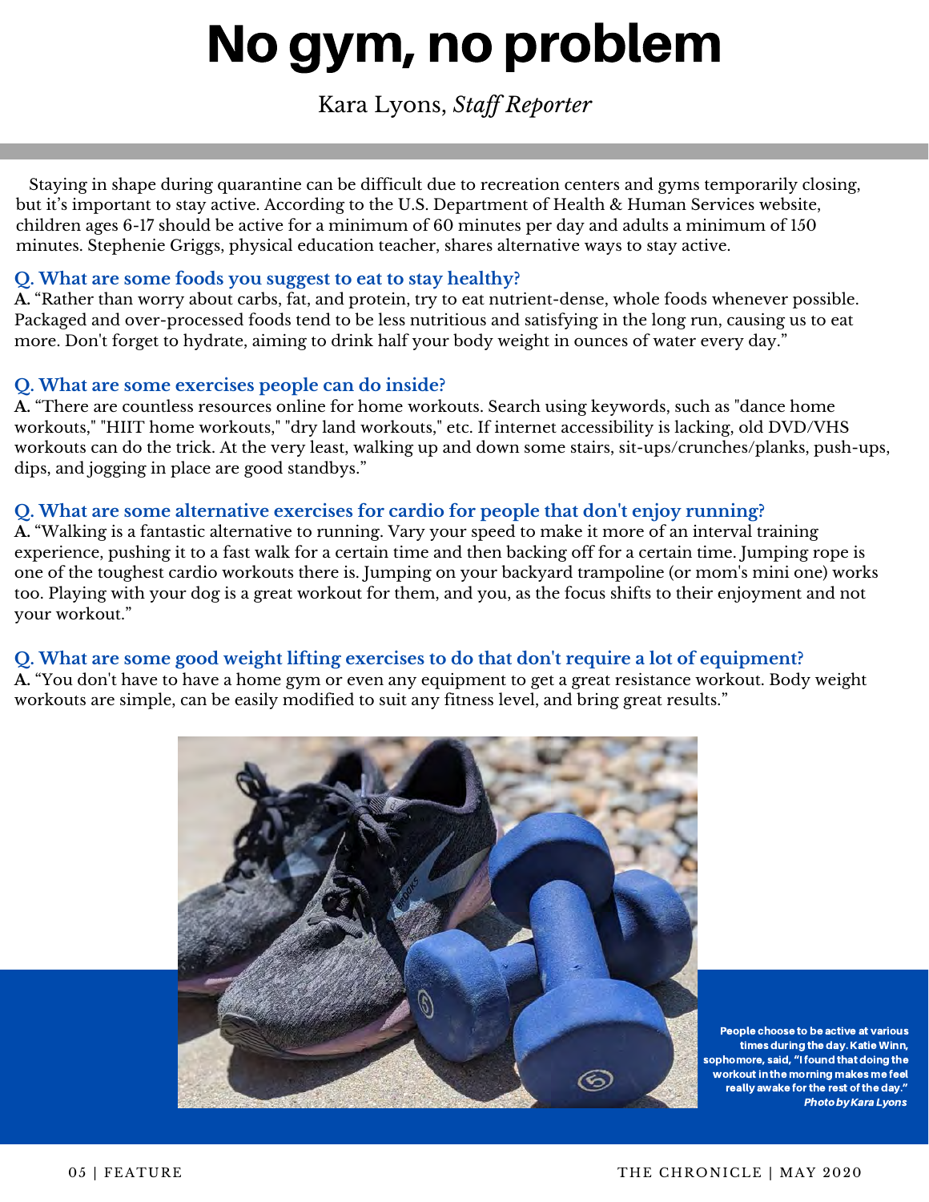# No gym, no problem

Kara Lyons, *Staff Reporter*

Staying in shape during quarantine can be difficult due to recreation centers and gyms temporarily closing, but it's important to stay active. According to the U.S. Department of Health & Human Services website, children ages 6-17 should be active for a minimum of 60 minutes per day and adults a minimum of 150 minutes. Stephenie Griggs, physical education teacher, shares alternative ways to stay active.

**Q. What are some foods you suggest to eat to stay healthy?**

**A.** "Rather than worry about carbs, fat, and protein, try to eat nutrient-dense, whole foods whenever possible. Packaged and over-processed foods tend to be less nutritious and satisfying in the long run, causing us to eat more. Don't forget to hydrate, aiming to drink half your body weight in ounces of water every day."

**Q. What are some exercises people can do inside?**

**A.** "There are countless resources online for home workouts. Search using keywords, such as "dance home workouts," "HIIT home workouts," "dry land workouts," etc. If internet accessibility is lacking, old DVD/VHS workouts can do the trick. At the very least, walking up and down some stairs, sit-ups/crunches/planks, push-ups, dips, and jogging in place are good standbys."

**Q. What are some alternative exercises for cardio for people that don't enjoy running?**

**A.** "Walking is a fantastic alternative to running. Vary your speed to make it more of an interval training experience, pushing it to a fast walk for a certain time and then backing off for a certain time. Jumping rope is one of the toughest cardio workouts there is. Jumping on your backyard trampoline (or mom's mini one) works too. Playing with your dog is a great workout for them, and you, as the focus shifts to their enjoyment and not your workout."

**Q. What are some good weight lifting exercises to do that don't require a lot of equipment?**

**A.** "You don't have to have a home gym or even any equipment to get a great resistance workout. Body weight workouts are simple, can be easily modified to suit any fitness level, and bring great results."

**People choose to be active at various times during the day. Katie Winn, sophomore, said, "I found that doing the workout in the morning makes me feel really awake for the rest of the day."** ***Photo by Kara Lyons***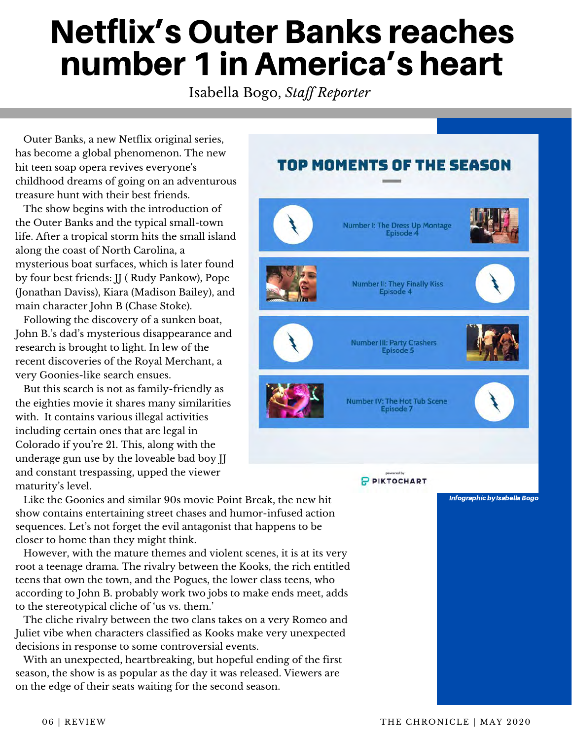# Netflix's Outer Banks reaches number 1 in America's heart

Isabella Bogo, *Staff Reporter*

Outer Banks, a new Netflix original series, has become a global phenomenon. The new hit teen soap opera revives everyone's childhood dreams of going on an adventurous treasure hunt with their best friends.

The show begins with the introduction of the Outer Banks and the typical small-town life. After a tropical storm hits the small island along the coast of North Carolina, a mysterious boat surfaces, which is later found by four best friends: JJ ( Rudy Pankow), Pope (Jonathan Daviss), Kiara (Madison Bailey), and main character John B (Chase Stoke).

Following the discovery of a sunken boat, John B.'s dad's mysterious disappearance and research is brought to light. In lew of the recent discoveries of the Royal Merchant, a very Goonies-like search ensues.

But this search is not as family-friendly as the eighties movie it shares many similarities with. It contains various illegal activities including certain ones that are legal in Colorado if you're 21. This, along with the underage gun use by the loveable bad boy JJ and constant trespassing, upped the viewer maturity's level.

Like the Goonies and similar 90s movie Point Break, the new hit show contains entertaining street chases and humor-infused action sequences. Let's not forget the evil antagonist that happens to be closer to home than they might think.

However, with the mature themes and violent scenes, it is at its very root a teenage drama. The rivalry between the Kooks, the rich entitled teens that own the town, and the Pogues, the lower class teens, who according to John B. probably work two jobs to make ends meet, adds to the stereotypical cliche of 'us vs. them.'

The cliche rivalry between the two clans takes on a very Romeo and Juliet vibe when characters classified as Kooks make very unexpected decisions in response to some controversial events.

With an unexpected, heartbreaking, but hopeful ending of the first season, the show is as popular as the day it was released. Viewers are on the edge of their seats waiting for the second season.

## TOP MOMENTS OF THE SEASON

- Number I: The Dress Up Montage, Episode 4
- Number II: They Finally Kiss, Episode 4
- Number III: Party Crashers, Episode 5
- Number IV: The Hot Tub Scene, Episode 7

powered by PIKTOCHART

*Infographic by Isabella Bogo*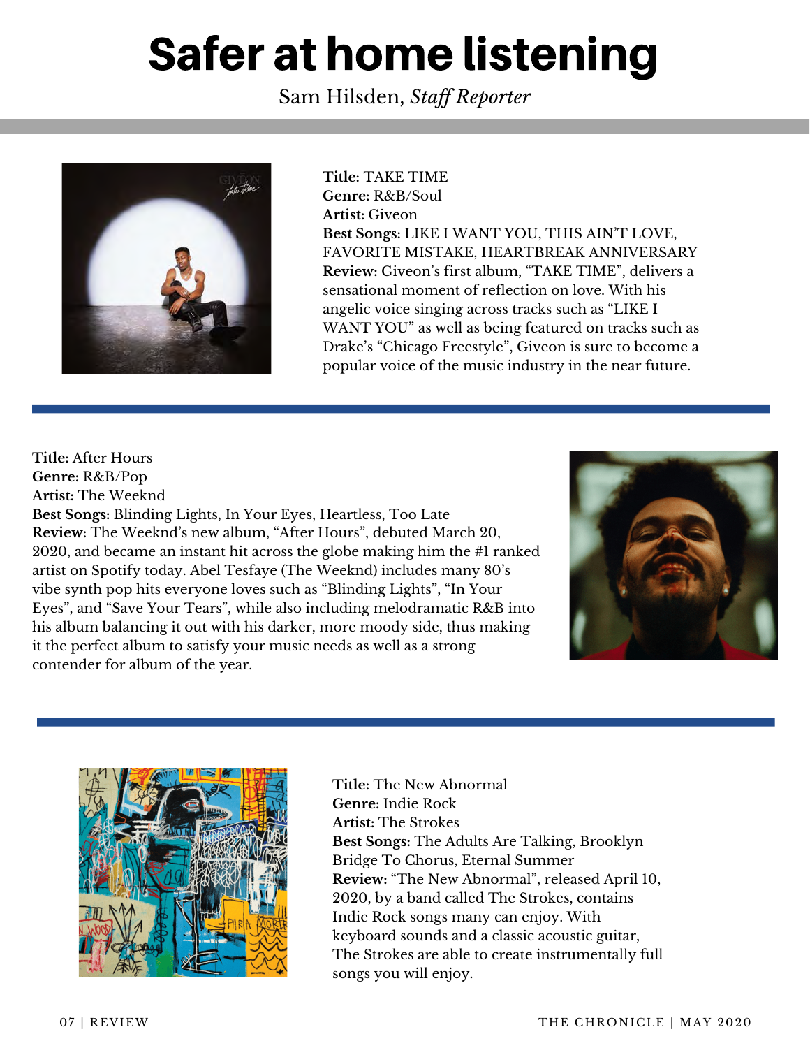# Safer at home listening

Sam Hilsden, *Staff Reporter*

**Title:** TAKE TIME
**Genre:** R&B/Soul
**Artist:** Giveon
**Best Songs:** LIKE I WANT YOU, THIS AIN'T LOVE, FAVORITE MISTAKE, HEARTBREAK ANNIVERSARY
**Review:** Giveon's first album, "TAKE TIME", delivers a sensational moment of reflection on love. With his angelic voice singing across tracks such as "LIKE I WANT YOU" as well as being featured on tracks such as Drake's "Chicago Freestyle", Giveon is sure to become a popular voice of the music industry in the near future.

---

**Title:** After Hours
**Genre:** R&B/Pop
**Artist:** The Weeknd
**Best Songs:** Blinding Lights, In Your Eyes, Heartless, Too Late
**Review:** The Weeknd's new album, "After Hours", debuted March 20, 2020, and became an instant hit across the globe making him the #1 ranked artist on Spotify today. Abel Tesfaye (The Weeknd) includes many 80's vibe synth pop hits everyone loves such as "Blinding Lights", "In Your Eyes", and "Save Your Tears", while also including melodramatic R&B into his album balancing it out with his darker, more moody side, thus making it the perfect album to satisfy your music needs as well as a strong contender for album of the year.

---

**Title:** The New Abnormal
**Genre:** Indie Rock
**Artist:** The Strokes
**Best Songs:** The Adults Are Talking, Brooklyn Bridge To Chorus, Eternal Summer
**Review:** "The New Abnormal", released April 10, 2020, by a band called The Strokes, contains Indie Rock songs many can enjoy. With keyboard sounds and a classic acoustic guitar, The Strokes are able to create instrumentally full songs you will enjoy.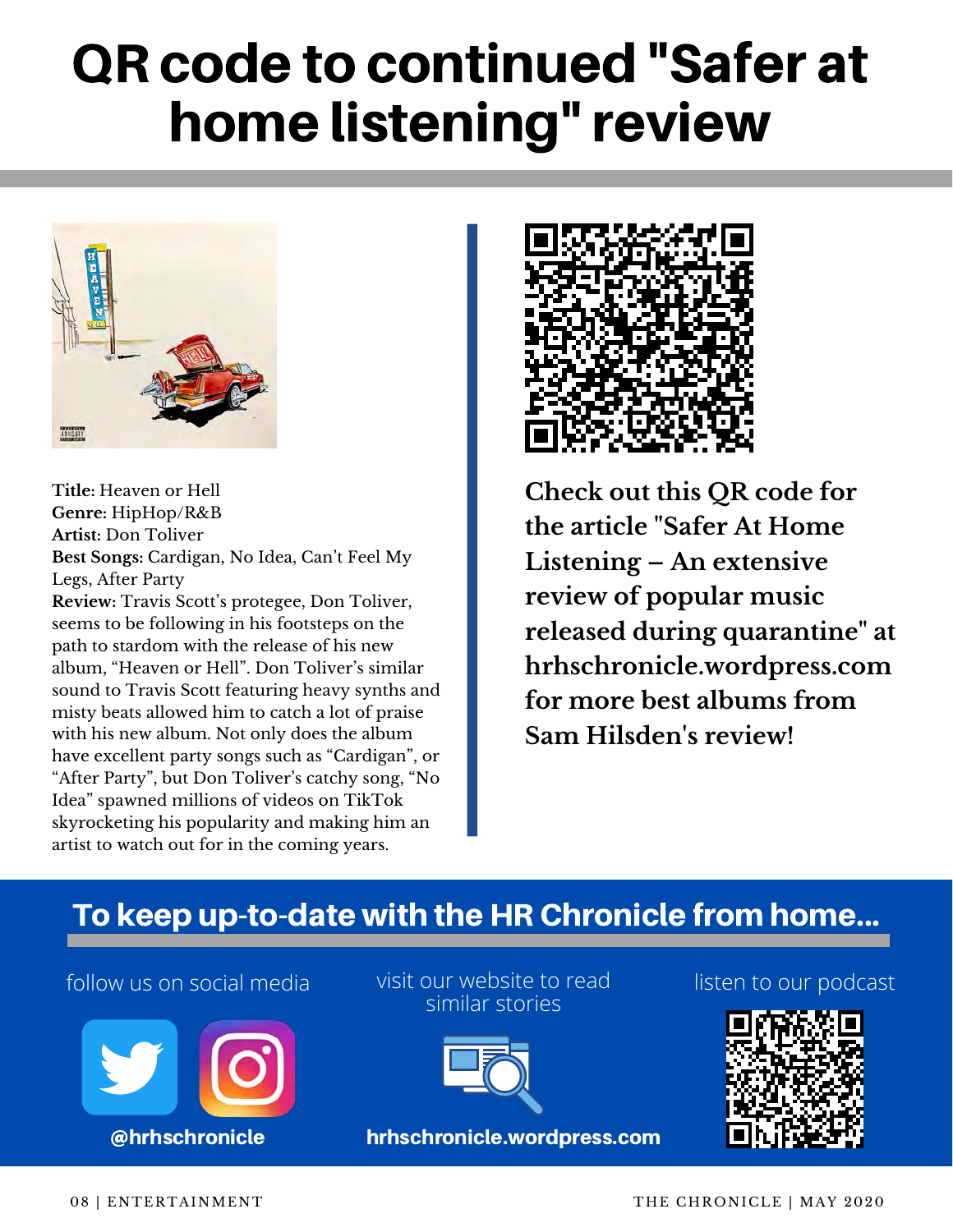# QR code to continued "Safer at home listening" review

**Title:** Heaven or Hell
**Genre:** HipHop/R&B
**Artist:** Don Toliver
**Best Songs:** Cardigan, No Idea, Can't Feel My Legs, After Party
**Review:** Travis Scott's protegee, Don Toliver, seems to be following in his footsteps on the path to stardom with the release of his new album, "Heaven or Hell". Don Toliver's similar sound to Travis Scott featuring heavy synths and misty beats allowed him to catch a lot of praise with his new album. Not only does the album have excellent party songs such as "Cardigan", or "After Party", but Don Toliver's catchy song, "No Idea" spawned millions of videos on TikTok skyrocketing his popularity and making him an artist to watch out for in the coming years.

**Check out this QR code for the article "Safer At Home Listening – An extensive review of popular music released during quarantine" at hrhschronicle.wordpress.com for more best albums from Sam Hilsden's review!**

## To keep up-to-date with the HR Chronicle from home...

follow us on social media

**@hrhschronicle**

visit our website to read similar stories

**hrhschronicle.wordpress.com**

listen to our podcast